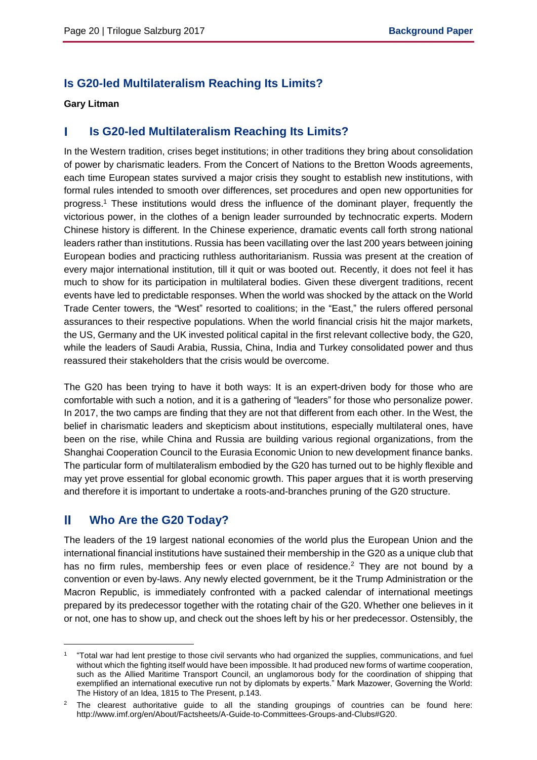## Is G20-led Multilateralism Reaching Its Limits?

**Gary Litman**

## I Is G20-led Multilateralism Reaching Its Limits?

In the Western tradition, crises beget institutions; in other traditions they bring about consolidation of power by charismatic leaders. From the Concert of Nations to the Bretton Woods agreements, each time European states survived a major crisis they sought to establish new institutions, with formal rules intended to smooth over differences, set procedures and open new opportunities for progress.[1] These institutions would dress the influence of the dominant player, frequently the victorious power, in the clothes of a benign leader surrounded by technocratic experts. Modern Chinese history is different. In the Chinese experience, dramatic events call forth strong national leaders rather than institutions. Russia has been vacillating over the last 200 years between joining European bodies and practicing ruthless authoritarianism. Russia was present at the creation of every major international institution, till it quit or was booted out. Recently, it does not feel it has much to show for its participation in multilateral bodies. Given these divergent traditions, recent events have led to predictable responses. When the world was shocked by the attack on the World Trade Center towers, the "West" resorted to coalitions; in the "East," the rulers offered personal assurances to their respective populations. When the world financial crisis hit the major markets, the US, Germany and the UK invested political capital in the first relevant collective body, the G20, while the leaders of Saudi Arabia, Russia, China, India and Turkey consolidated power and thus reassured their stakeholders that the crisis would be overcome.

The G20 has been trying to have it both ways: It is an expert-driven body for those who are comfortable with such a notion, and it is a gathering of "leaders" for those who personalize power. In 2017, the two camps are finding that they are not that different from each other. In the West, the belief in charismatic leaders and skepticism about institutions, especially multilateral ones, have been on the rise, while China and Russia are building various regional organizations, from the Shanghai Cooperation Council to the Eurasia Economic Union to new development finance banks. The particular form of multilateralism embodied by the G20 has turned out to be highly flexible and may yet prove essential for global economic growth. This paper argues that it is worth preserving and therefore it is important to undertake a roots-and-branches pruning of the G20 structure.

## II Who Are the G20 Today?

The leaders of the 19 largest national economies of the world plus the European Union and the international financial institutions have sustained their membership in the G20 as a unique club that has no firm rules, membership fees or even place of residence.[2] They are not bound by a convention or even by-laws. Any newly elected government, be it the Trump Administration or the Macron Republic, is immediately confronted with a packed calendar of international meetings prepared by its predecessor together with the rotating chair of the G20. Whether one believes in it or not, one has to show up, and check out the shoes left by his or her predecessor. Ostensibly, the

---

[1] "Total war had lent prestige to those civil servants who had organized the supplies, communications, and fuel without which the fighting itself would have been impossible. It had produced new forms of wartime cooperation, such as the Allied Maritime Transport Council, an unglamorous body for the coordination of shipping that exemplified an international executive run not by diplomats by experts." Mark Mazower, Governing the World: The History of an Idea, 1815 to The Present, p.143.

[2] The clearest authoritative guide to all the standing groupings of countries can be found here: http://www.imf.org/en/About/Factsheets/A-Guide-to-Committees-Groups-and-Clubs#G20.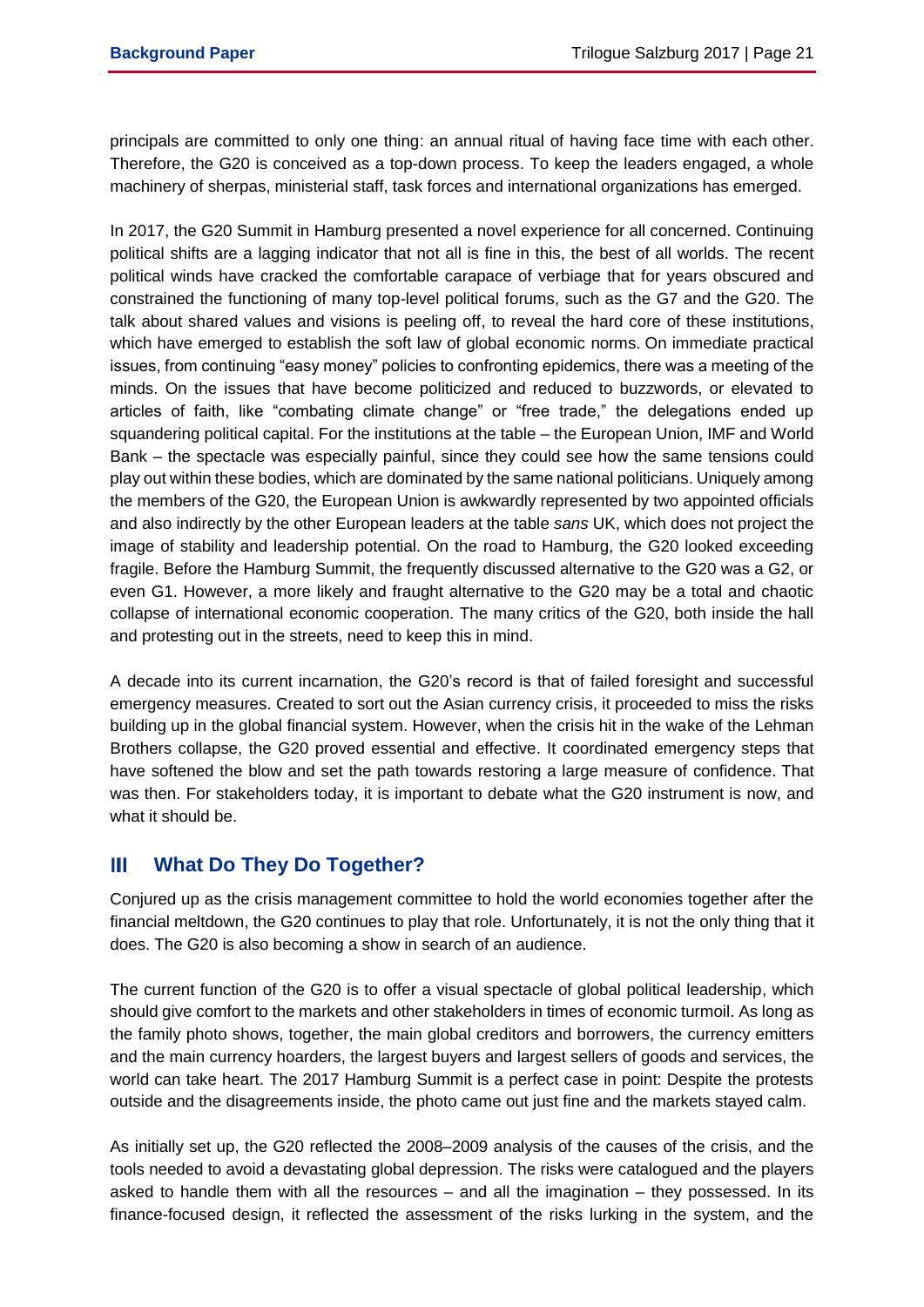principals are committed to only one thing: an annual ritual of having face time with each other. Therefore, the G20 is conceived as a top-down process. To keep the leaders engaged, a whole machinery of sherpas, ministerial staff, task forces and international organizations has emerged.

In 2017, the G20 Summit in Hamburg presented a novel experience for all concerned. Continuing political shifts are a lagging indicator that not all is fine in this, the best of all worlds. The recent political winds have cracked the comfortable carapace of verbiage that for years obscured and constrained the functioning of many top-level political forums, such as the G7 and the G20. The talk about shared values and visions is peeling off, to reveal the hard core of these institutions, which have emerged to establish the soft law of global economic norms. On immediate practical issues, from continuing "easy money" policies to confronting epidemics, there was a meeting of the minds. On the issues that have become politicized and reduced to buzzwords, or elevated to articles of faith, like "combating climate change" or "free trade," the delegations ended up squandering political capital. For the institutions at the table – the European Union, IMF and World Bank – the spectacle was especially painful, since they could see how the same tensions could play out within these bodies, which are dominated by the same national politicians. Uniquely among the members of the G20, the European Union is awkwardly represented by two appointed officials and also indirectly by the other European leaders at the table *sans* UK, which does not project the image of stability and leadership potential. On the road to Hamburg, the G20 looked exceeding fragile. Before the Hamburg Summit, the frequently discussed alternative to the G20 was a G2, or even G1. However, a more likely and fraught alternative to the G20 may be a total and chaotic collapse of international economic cooperation. The many critics of the G20, both inside the hall and protesting out in the streets, need to keep this in mind.

A decade into its current incarnation, the G20's record is that of failed foresight and successful emergency measures. Created to sort out the Asian currency crisis, it proceeded to miss the risks building up in the global financial system. However, when the crisis hit in the wake of the Lehman Brothers collapse, the G20 proved essential and effective. It coordinated emergency steps that have softened the blow and set the path towards restoring a large measure of confidence. That was then. For stakeholders today, it is important to debate what the G20 instrument is now, and what it should be.

## III What Do They Do Together?

Conjured up as the crisis management committee to hold the world economies together after the financial meltdown, the G20 continues to play that role. Unfortunately, it is not the only thing that it does. The G20 is also becoming a show in search of an audience.

The current function of the G20 is to offer a visual spectacle of global political leadership, which should give comfort to the markets and other stakeholders in times of economic turmoil. As long as the family photo shows, together, the main global creditors and borrowers, the currency emitters and the main currency hoarders, the largest buyers and largest sellers of goods and services, the world can take heart. The 2017 Hamburg Summit is a perfect case in point: Despite the protests outside and the disagreements inside, the photo came out just fine and the markets stayed calm.

As initially set up, the G20 reflected the 2008–2009 analysis of the causes of the crisis, and the tools needed to avoid a devastating global depression. The risks were catalogued and the players asked to handle them with all the resources – and all the imagination – they possessed. In its finance-focused design, it reflected the assessment of the risks lurking in the system, and the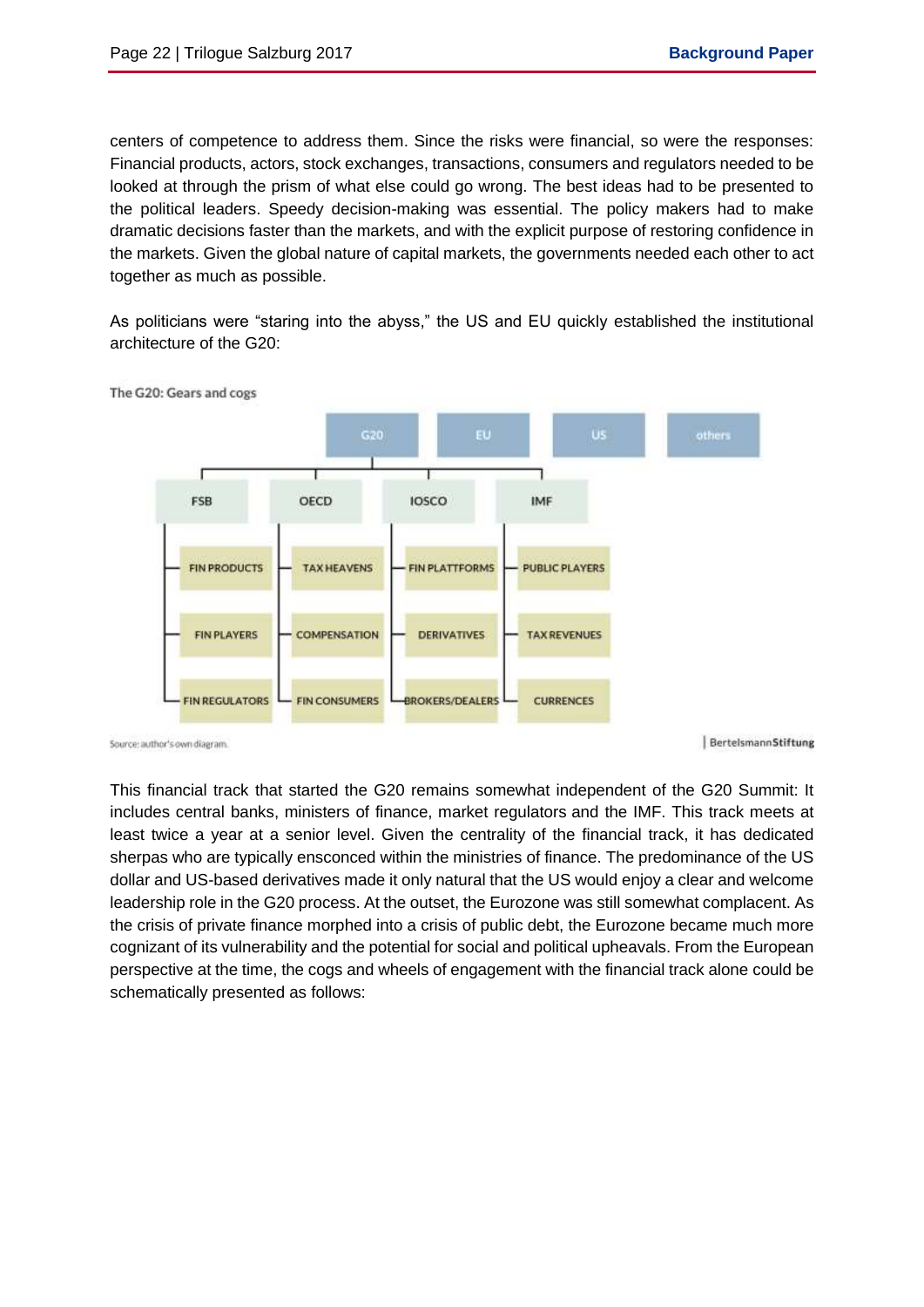centers of competence to address them. Since the risks were financial, so were the responses: Financial products, actors, stock exchanges, transactions, consumers and regulators needed to be looked at through the prism of what else could go wrong. The best ideas had to be presented to the political leaders. Speedy decision-making was essential. The policy makers had to make dramatic decisions faster than the markets, and with the explicit purpose of restoring confidence in the markets. Given the global nature of capital markets, the governments needed each other to act together as much as possible.

As politicians were "staring into the abyss," the US and EU quickly established the institutional architecture of the G20:

The G20: Gears and cogs

| G20 | EU | US | others |
|---|---|---|---|
| FSB | OECD | IOSCO | IMF |
| FIN PRODUCTS | TAX HEAVENS | FIN PLATTFORMS | PUBLIC PLAYERS |
| FIN PLAYERS | COMPENSATION | DERIVATIVES | TAX REVENUES |
| FIN REGULATORS | FIN CONSUMERS | BROKERS/DEALERS | CURRENCES |

Source: author's own diagram.

BertelsmannStiftung

This financial track that started the G20 remains somewhat independent of the G20 Summit: It includes central banks, ministers of finance, market regulators and the IMF. This track meets at least twice a year at a senior level. Given the centrality of the financial track, it has dedicated sherpas who are typically ensconced within the ministries of finance. The predominance of the US dollar and US-based derivatives made it only natural that the US would enjoy a clear and welcome leadership role in the G20 process. At the outset, the Eurozone was still somewhat complacent. As the crisis of private finance morphed into a crisis of public debt, the Eurozone became much more cognizant of its vulnerability and the potential for social and political upheavals. From the European perspective at the time, the cogs and wheels of engagement with the financial track alone could be schematically presented as follows: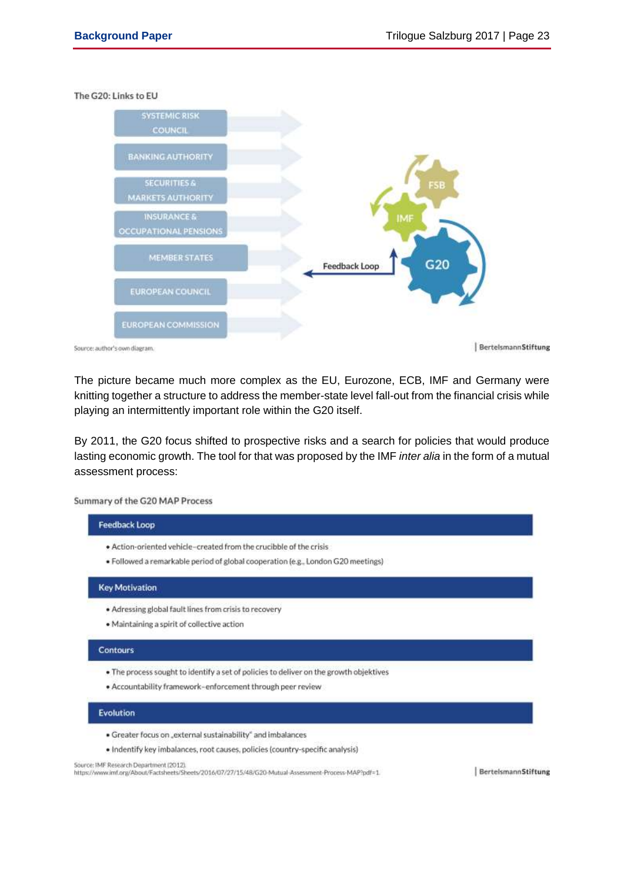The G20: Links to EU

SYSTEMIC RISK COUNCIL

BANKING AUTHORITY

SECURITIES & MARKETS AUTHORITY

INSURANCE & OCCUPATIONAL PENSIONS

MEMBER STATES

EUROPEAN COUNCIL

EUROPEAN COMMISSION

Feedback Loop

FSB

IMF

G20

Source: author's own diagram.

BertelsmannStiftung

The picture became much more complex as the EU, Eurozone, ECB, IMF and Germany were knitting together a structure to address the member-state level fall-out from the financial crisis while playing an intermittently important role within the G20 itself.

By 2011, the G20 focus shifted to prospective risks and a search for policies that would produce lasting economic growth. The tool for that was proposed by the IMF *inter alia* in the form of a mutual assessment process:

Summary of the G20 MAP Process

**Feedback Loop**

- Action-oriented vehicle–created from the crucibble of the crisis
- Followed a remarkable period of global cooperation (e.g., London G20 meetings)

**Key Motivation**

- Adressing global fault lines from crisis to recovery
- Maintaining a spirit of collective action

**Contours**

- The process sought to identify a set of policies to deliver on the growth objektives
- Accountability framework–enforcement through peer review

**Evolution**

- Greater focus on „external sustainability" and imbalances
- Indentify key imbalances, root causes, policies (country-specific analysis)

Source: IMF Research Department (2012).
https://www.imf.org/About/Factsheets/Sheets/2016/07/27/15/48/G20-Mutual-Assessment-Process-MAP?pdf=1.

BertelsmannStiftung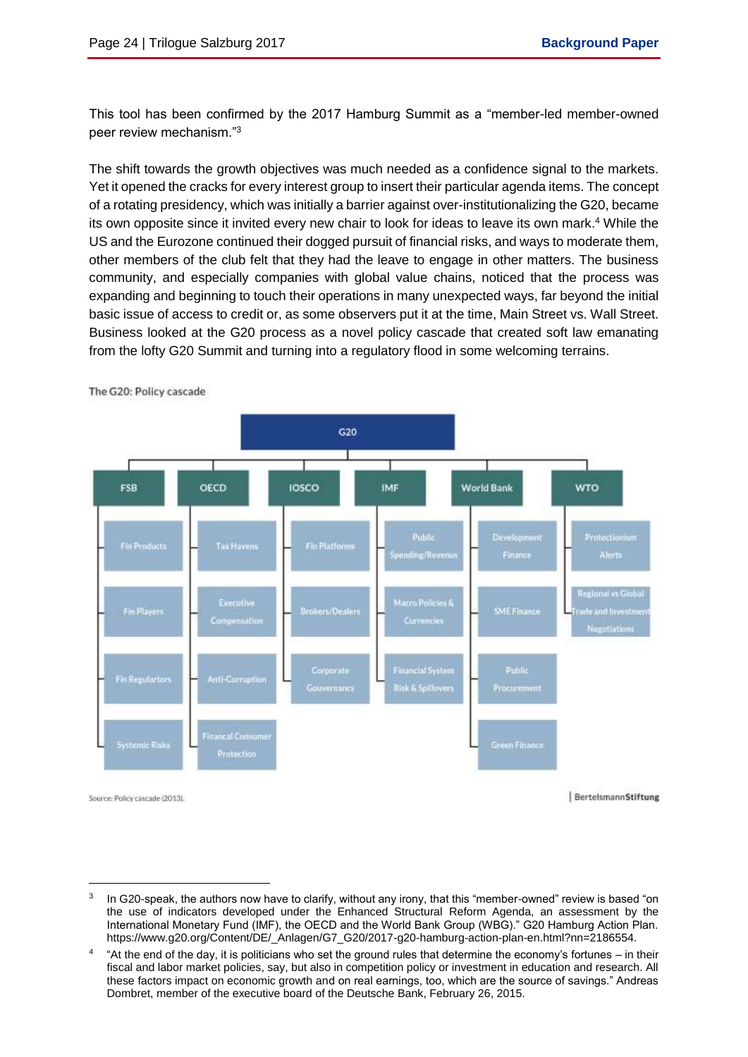This tool has been confirmed by the 2017 Hamburg Summit as a “member-led member-owned peer review mechanism.”[3]

The shift towards the growth objectives was much needed as a confidence signal to the markets. Yet it opened the cracks for every interest group to insert their particular agenda items. The concept of a rotating presidency, which was initially a barrier against over-institutionalizing the G20, became its own opposite since it invited every new chair to look for ideas to leave its own mark.[4] While the US and the Eurozone continued their dogged pursuit of financial risks, and ways to moderate them, other members of the club felt that they had the leave to engage in other matters. The business community, and especially companies with global value chains, noticed that the process was expanding and beginning to touch their operations in many unexpected ways, far beyond the initial basic issue of access to credit or, as some observers put it at the time, Main Street vs. Wall Street. Business looked at the G20 process as a novel policy cascade that created soft law emanating from the lofty G20 Summit and turning into a regulatory flood in some welcoming terrains.

The G20: Policy cascade

G20

| FSB | OECD | IOSCO | IMF | World Bank | WTO |
|---|---|---|---|---|---|
| Fin Products | Tax Havens | Fin Platforms | Public Spending/Revenus | Development Finance | Protectionism Alerts |
| Fin Players | Executive Compensation | Brokers/Dealers | Macro Policies & Currencies | SME Finance | Regional vs Global Trade and Investment Negotiations |
| Fin Regulartors | Anti-Corruption | Corporate Gouvernance | Financial System Risk & Spillovers | Public Procurement | |
| Systemic Risks | Financal Consumer Protection | | | Green Finance | |

Source: Policy cascade (2013).

BertelsmannStiftung

---

[3] In G20-speak, the authors now have to clarify, without any irony, that this “member-owned” review is based “on the use of indicators developed under the Enhanced Structural Reform Agenda, an assessment by the International Monetary Fund (IMF), the OECD and the World Bank Group (WBG).” G20 Hamburg Action Plan. https://www.g20.org/Content/DE/_Anlagen/G7_G20/2017-g20-hamburg-action-plan-en.html?nn=2186554.

[4] “At the end of the day, it is politicians who set the ground rules that determine the economy’s fortunes – in their fiscal and labor market policies, say, but also in competition policy or investment in education and research. All these factors impact on economic growth and on real earnings, too, which are the source of savings.” Andreas Dombret, member of the executive board of the Deutsche Bank, February 26, 2015.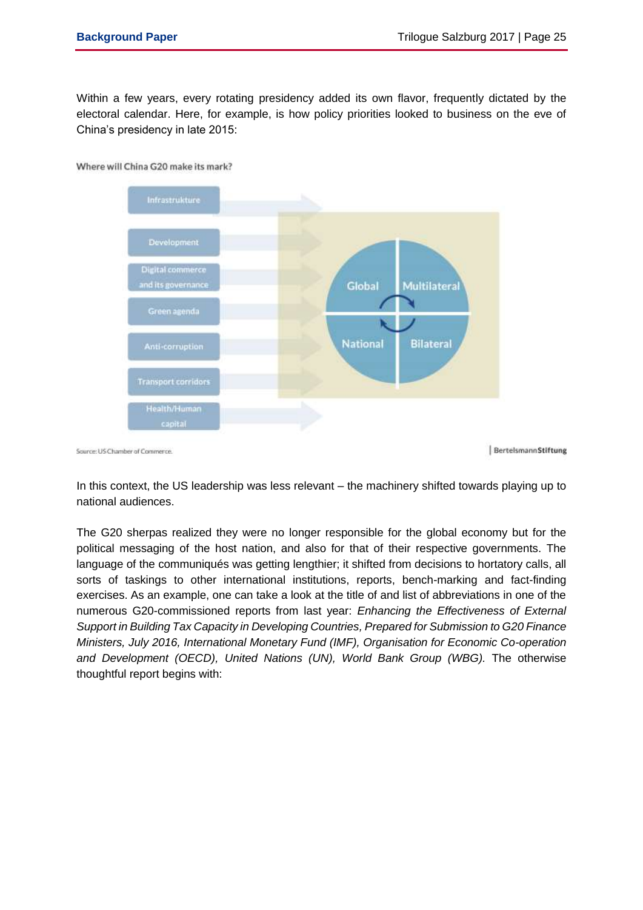Within a few years, every rotating presidency added its own flavor, frequently dictated by the electoral calendar. Here, for example, is how policy priorities looked to business on the eve of China's presidency in late 2015:

Where will China G20 make its mark?

- Infrastrukture
- Development
- Digital commerce and its governance
- Green agenda
- Anti-corruption
- Transport corridors
- Health/Human capital

Global | Multilateral | National | Bilateral

Source: US Chamber of Commerce.

BertelsmannStiftung

In this context, the US leadership was less relevant – the machinery shifted towards playing up to national audiences.

The G20 sherpas realized they were no longer responsible for the global economy but for the political messaging of the host nation, and also for that of their respective governments. The language of the communiqués was getting lengthier; it shifted from decisions to hortatory calls, all sorts of taskings to other international institutions, reports, bench-marking and fact-finding exercises. As an example, one can take a look at the title of and list of abbreviations in one of the numerous G20-commissioned reports from last year: *Enhancing the Effectiveness of External Support in Building Tax Capacity in Developing Countries, Prepared for Submission to G20 Finance Ministers, July 2016, International Monetary Fund (IMF), Organisation for Economic Co-operation and Development (OECD), United Nations (UN), World Bank Group (WBG).* The otherwise thoughtful report begins with: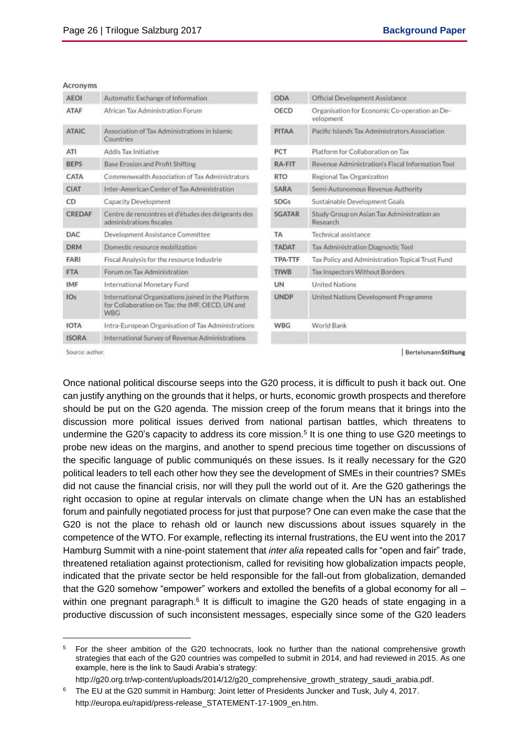Acronyms

| Acronym | Meaning | Acronym | Meaning |
|---|---|---|---|
| AEOI | Automatic Exchange of Information | ODA | Official Development Assistance |
| ATAF | African Tax Administration Forum | OECD | Organisation for Economic Co-operation an Development |
| ATAIC | Association of Tax Administrations in Islamic Countries | PITAA | Pacific Islands Tax Administrators Association |
| ATI | Addis Tax Initiative | PCT | Platform for Collaboration on Tax |
| BEPS | Base Erosion and Profit Shifting | RA-FIT | Revenue Administration's Fiscal Information Tool |
| CATA | Commenwealth Association of Tax Administrators | RTO | Regional Tax Organization |
| CIAT | Inter-American Center of Tax Administration | SARA | Semi-Autonomous Revenue Authority |
| CD | Capacity Development | SDGs | Sustainable Development Goals |
| CREDAF | Centre de rencontres et d'études des dirigeants des administrations fiscales | SGATAR | Study Group on Asian Tax Administration an Research |
| DAC | Development Assistance Committee | TA | Technical assistance |
| DRM | Domestic resource mobilization | TADAT | Tax Administration Diagnostic Tool |
| FARI | Fiscal Analysis for the resource Industrie | TPA-TTF | Tax Policy and Administration Topical Trust Fund |
| FTA | Forum on Tax Administration | TIWB | Tax Inspectors Without Borders |
| IMF | International Monetary Fund | UN | United Nations |
| IOs | International Organizations joined in the Platform for Collaboration on Tax: the IMF, OECD, UN and WBG | UNDP | United Nations Development Programme |
| IOTA | Intra-European Organisation of Tax Administrations | WBG | World Bank |
| ISORA | International Survey of Revenue Administrations | | |

Source: author.

Once national political discourse seeps into the G20 process, it is difficult to push it back out. One can justify anything on the grounds that it helps, or hurts, economic growth prospects and therefore should be put on the G20 agenda. The mission creep of the forum means that it brings into the discussion more political issues derived from national partisan battles, which threatens to undermine the G20's capacity to address its core mission.[5] It is one thing to use G20 meetings to probe new ideas on the margins, and another to spend precious time together on discussions of the specific language of public communiqués on these issues. Is it really necessary for the G20 political leaders to tell each other how they see the development of SMEs in their countries? SMEs did not cause the financial crisis, nor will they pull the world out of it. Are the G20 gatherings the right occasion to opine at regular intervals on climate change when the UN has an established forum and painfully negotiated process for just that purpose? One can even make the case that the G20 is not the place to rehash old or launch new discussions about issues squarely in the competence of the WTO. For example, reflecting its internal frustrations, the EU went into the 2017 Hamburg Summit with a nine-point statement that *inter alia* repeated calls for "open and fair" trade, threatened retaliation against protectionism, called for revisiting how globalization impacts people, indicated that the private sector be held responsible for the fall-out from globalization, demanded that the G20 somehow "empower" workers and extolled the benefits of a global economy for all – within one pregnant paragraph.[6] It is difficult to imagine the G20 heads of state engaging in a productive discussion of such inconsistent messages, especially since some of the G20 leaders

---

[5] For the sheer ambition of the G20 technocrats, look no further than the national comprehensive growth strategies that each of the G20 countries was compelled to submit in 2014, and had reviewed in 2015. As one example, here is the link to Saudi Arabia's strategy:
http://g20.org.tr/wp-content/uploads/2014/12/g20_comprehensive_growth_strategy_saudi_arabia.pdf.

[6] The EU at the G20 summit in Hamburg: Joint letter of Presidents Juncker and Tusk, July 4, 2017.
http://europa.eu/rapid/press-release_STATEMENT-17-1909_en.htm.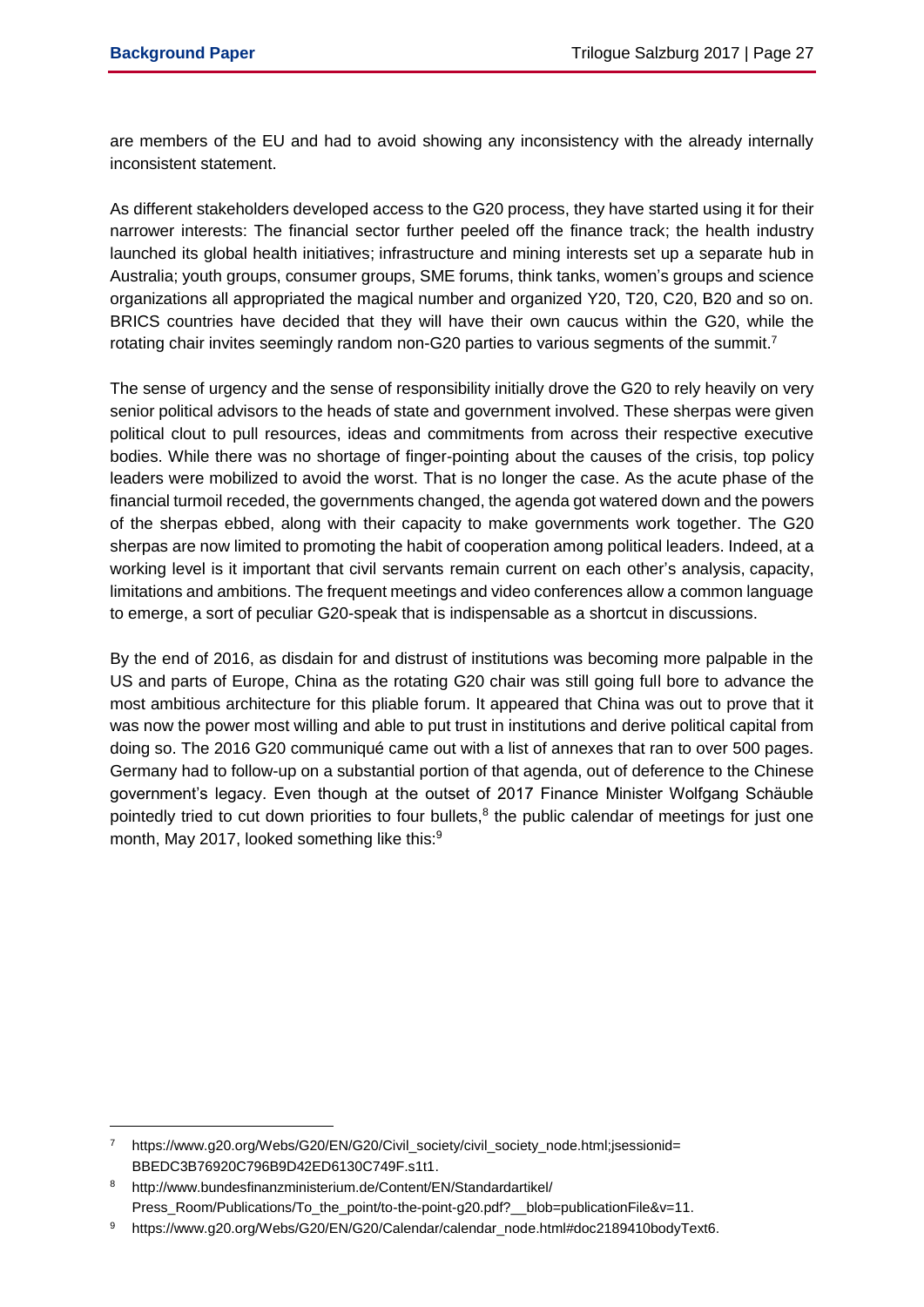are members of the EU and had to avoid showing any inconsistency with the already internally inconsistent statement.

As different stakeholders developed access to the G20 process, they have started using it for their narrower interests: The financial sector further peeled off the finance track; the health industry launched its global health initiatives; infrastructure and mining interests set up a separate hub in Australia; youth groups, consumer groups, SME forums, think tanks, women's groups and science organizations all appropriated the magical number and organized Y20, T20, C20, B20 and so on. BRICS countries have decided that they will have their own caucus within the G20, while the rotating chair invites seemingly random non-G20 parties to various segments of the summit.[7]

The sense of urgency and the sense of responsibility initially drove the G20 to rely heavily on very senior political advisors to the heads of state and government involved. These sherpas were given political clout to pull resources, ideas and commitments from across their respective executive bodies. While there was no shortage of finger-pointing about the causes of the crisis, top policy leaders were mobilized to avoid the worst. That is no longer the case. As the acute phase of the financial turmoil receded, the governments changed, the agenda got watered down and the powers of the sherpas ebbed, along with their capacity to make governments work together. The G20 sherpas are now limited to promoting the habit of cooperation among political leaders. Indeed, at a working level is it important that civil servants remain current on each other's analysis, capacity, limitations and ambitions. The frequent meetings and video conferences allow a common language to emerge, a sort of peculiar G20-speak that is indispensable as a shortcut in discussions.

By the end of 2016, as disdain for and distrust of institutions was becoming more palpable in the US and parts of Europe, China as the rotating G20 chair was still going full bore to advance the most ambitious architecture for this pliable forum. It appeared that China was out to prove that it was now the power most willing and able to put trust in institutions and derive political capital from doing so. The 2016 G20 communiqué came out with a list of annexes that ran to over 500 pages. Germany had to follow-up on a substantial portion of that agenda, out of deference to the Chinese government's legacy. Even though at the outset of 2017 Finance Minister Wolfgang Schäuble pointedly tried to cut down priorities to four bullets,[8] the public calendar of meetings for just one month, May 2017, looked something like this:[9]

---

[7] https://www.g20.org/Webs/G20/EN/G20/Civil_society/civil_society_node.html;jsessionid=BBEDC3B76920C796B9D42ED6130C749F.s1t1.

[8] http://www.bundesfinanzministerium.de/Content/EN/Standardartikel/Press_Room/Publications/To_the_point/to-the-point-g20.pdf?__blob=publicationFile&v=11.

[9] https://www.g20.org/Webs/G20/EN/G20/Calendar/calendar_node.html#doc2189410bodyText6.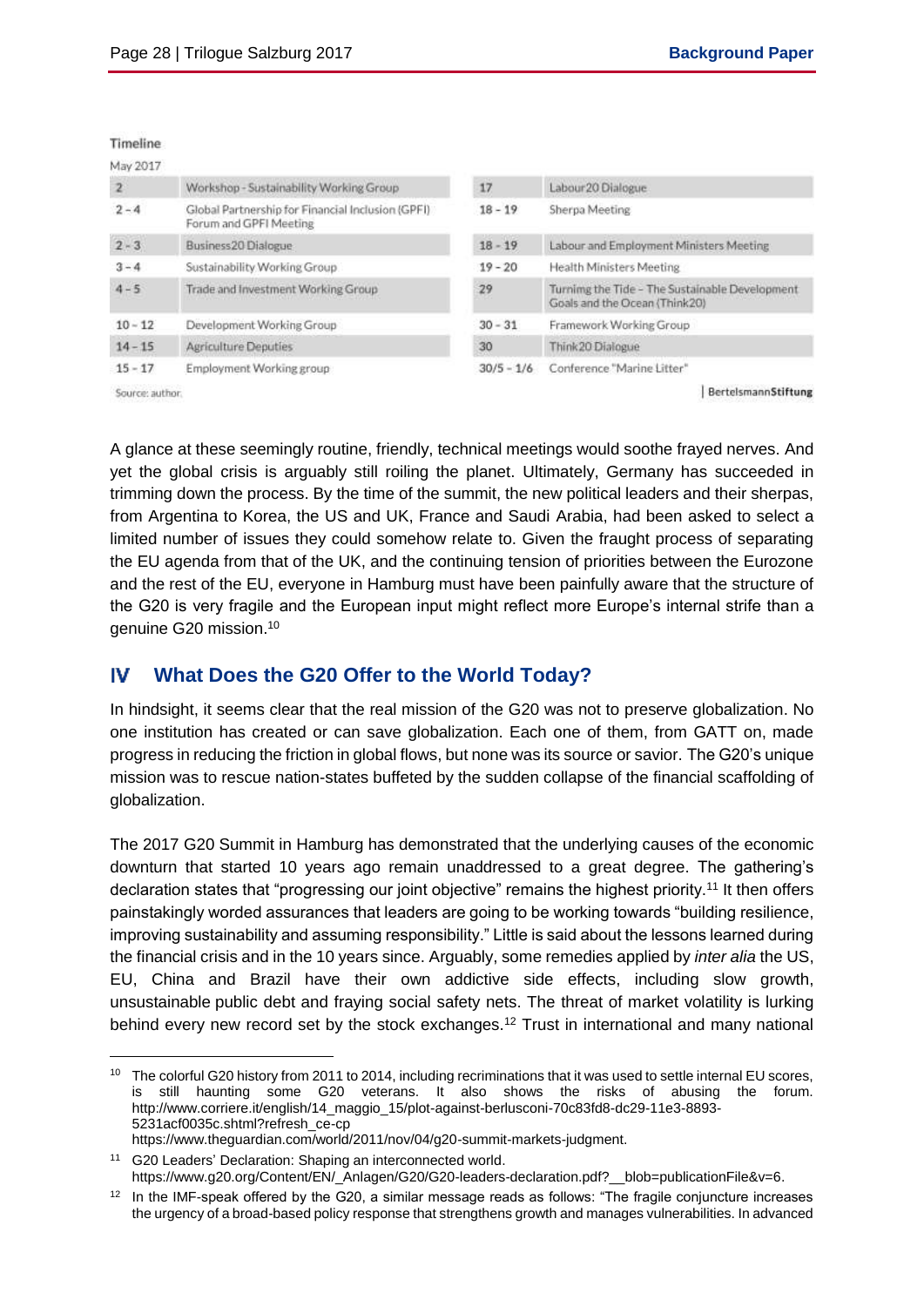Timeline

May 2017

| | | | |
|---|---|---|---|
| 2 | Workshop - Sustainability Working Group | 17 | Labour20 Dialogue |
| 2 – 4 | Global Partnership for Financial Inclusion (GPFI) Forum and GPFI Meeting | 18 – 19 | Sherpa Meeting |
| 2 – 3 | Business20 Dialogue | 18 – 19 | Labour and Employment Ministers Meeting |
| 3 – 4 | Sustainability Working Group | 19 – 20 | Health Ministers Meeting |
| 4 – 5 | Trade and Investment Working Group | 29 | Turnimg the Tide – The Sustainable Development Goals and the Ocean (Think20) |
| 10 – 12 | Development Working Group | 30 – 31 | Framework Working Group |
| 14 – 15 | Agriculture Deputies | 30 | Think20 Dialogue |
| 15 – 17 | Employment Working group | 30/5 – 1/6 | Conference "Marine Litter" |

Source: author.

BertelsmannStiftung

A glance at these seemingly routine, friendly, technical meetings would soothe frayed nerves. And yet the global crisis is arguably still roiling the planet. Ultimately, Germany has succeeded in trimming down the process. By the time of the summit, the new political leaders and their sherpas, from Argentina to Korea, the US and UK, France and Saudi Arabia, had been asked to select a limited number of issues they could somehow relate to. Given the fraught process of separating the EU agenda from that of the UK, and the continuing tension of priorities between the Eurozone and the rest of the EU, everyone in Hamburg must have been painfully aware that the structure of the G20 is very fragile and the European input might reflect more Europe's internal strife than a genuine G20 mission.[10]

## IV What Does the G20 Offer to the World Today?

In hindsight, it seems clear that the real mission of the G20 was not to preserve globalization. No one institution has created or can save globalization. Each one of them, from GATT on, made progress in reducing the friction in global flows, but none was its source or savior. The G20's unique mission was to rescue nation-states buffeted by the sudden collapse of the financial scaffolding of globalization.

The 2017 G20 Summit in Hamburg has demonstrated that the underlying causes of the economic downturn that started 10 years ago remain unaddressed to a great degree. The gathering's declaration states that "progressing our joint objective" remains the highest priority.[11] It then offers painstakingly worded assurances that leaders are going to be working towards "building resilience, improving sustainability and assuming responsibility." Little is said about the lessons learned during the financial crisis and in the 10 years since. Arguably, some remedies applied by *inter alia* the US, EU, China and Brazil have their own addictive side effects, including slow growth, unsustainable public debt and fraying social safety nets. The threat of market volatility is lurking behind every new record set by the stock exchanges.[12] Trust in international and many national

---

[10] The colorful G20 history from 2011 to 2014, including recriminations that it was used to settle internal EU scores, is still haunting some G20 veterans. It also shows the risks of abusing the forum. http://www.corriere.it/english/14_maggio_15/plot-against-berlusconi-70c83fd8-dc29-11e3-8893-5231acf0035c.shtml?refresh_ce-cp https://www.theguardian.com/world/2011/nov/04/g20-summit-markets-judgment.

[11] G20 Leaders' Declaration: Shaping an interconnected world. https://www.g20.org/Content/EN/_Anlagen/G20/G20-leaders-declaration.pdf?__blob=publicationFile&v=6.

[12] In the IMF-speak offered by the G20, a similar message reads as follows: "The fragile conjuncture increases the urgency of a broad-based policy response that strengthens growth and manages vulnerabilities. In advanced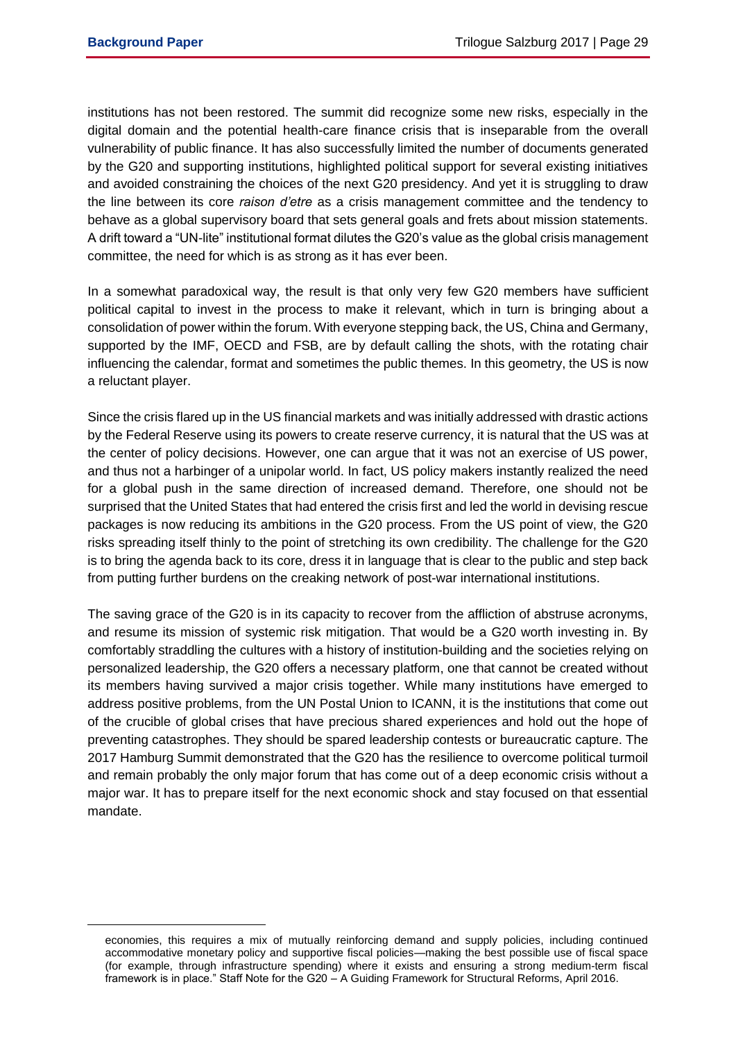institutions has not been restored. The summit did recognize some new risks, especially in the digital domain and the potential health-care finance crisis that is inseparable from the overall vulnerability of public finance. It has also successfully limited the number of documents generated by the G20 and supporting institutions, highlighted political support for several existing initiatives and avoided constraining the choices of the next G20 presidency. And yet it is struggling to draw the line between its core *raison d'etre* as a crisis management committee and the tendency to behave as a global supervisory board that sets general goals and frets about mission statements. A drift toward a "UN-lite" institutional format dilutes the G20's value as the global crisis management committee, the need for which is as strong as it has ever been.

In a somewhat paradoxical way, the result is that only very few G20 members have sufficient political capital to invest in the process to make it relevant, which in turn is bringing about a consolidation of power within the forum. With everyone stepping back, the US, China and Germany, supported by the IMF, OECD and FSB, are by default calling the shots, with the rotating chair influencing the calendar, format and sometimes the public themes. In this geometry, the US is now a reluctant player.

Since the crisis flared up in the US financial markets and was initially addressed with drastic actions by the Federal Reserve using its powers to create reserve currency, it is natural that the US was at the center of policy decisions. However, one can argue that it was not an exercise of US power, and thus not a harbinger of a unipolar world. In fact, US policy makers instantly realized the need for a global push in the same direction of increased demand. Therefore, one should not be surprised that the United States that had entered the crisis first and led the world in devising rescue packages is now reducing its ambitions in the G20 process. From the US point of view, the G20 risks spreading itself thinly to the point of stretching its own credibility. The challenge for the G20 is to bring the agenda back to its core, dress it in language that is clear to the public and step back from putting further burdens on the creaking network of post-war international institutions.

The saving grace of the G20 is in its capacity to recover from the affliction of abstruse acronyms, and resume its mission of systemic risk mitigation. That would be a G20 worth investing in. By comfortably straddling the cultures with a history of institution-building and the societies relying on personalized leadership, the G20 offers a necessary platform, one that cannot be created without its members having survived a major crisis together. While many institutions have emerged to address positive problems, from the UN Postal Union to ICANN, it is the institutions that come out of the crucible of global crises that have precious shared experiences and hold out the hope of preventing catastrophes. They should be spared leadership contests or bureaucratic capture. The 2017 Hamburg Summit demonstrated that the G20 has the resilience to overcome political turmoil and remain probably the only major forum that has come out of a deep economic crisis without a major war. It has to prepare itself for the next economic shock and stay focused on that essential mandate.

---

economies, this requires a mix of mutually reinforcing demand and supply policies, including continued accommodative monetary policy and supportive fiscal policies—making the best possible use of fiscal space (for example, through infrastructure spending) where it exists and ensuring a strong medium-term fiscal framework is in place." Staff Note for the G20 – A Guiding Framework for Structural Reforms, April 2016.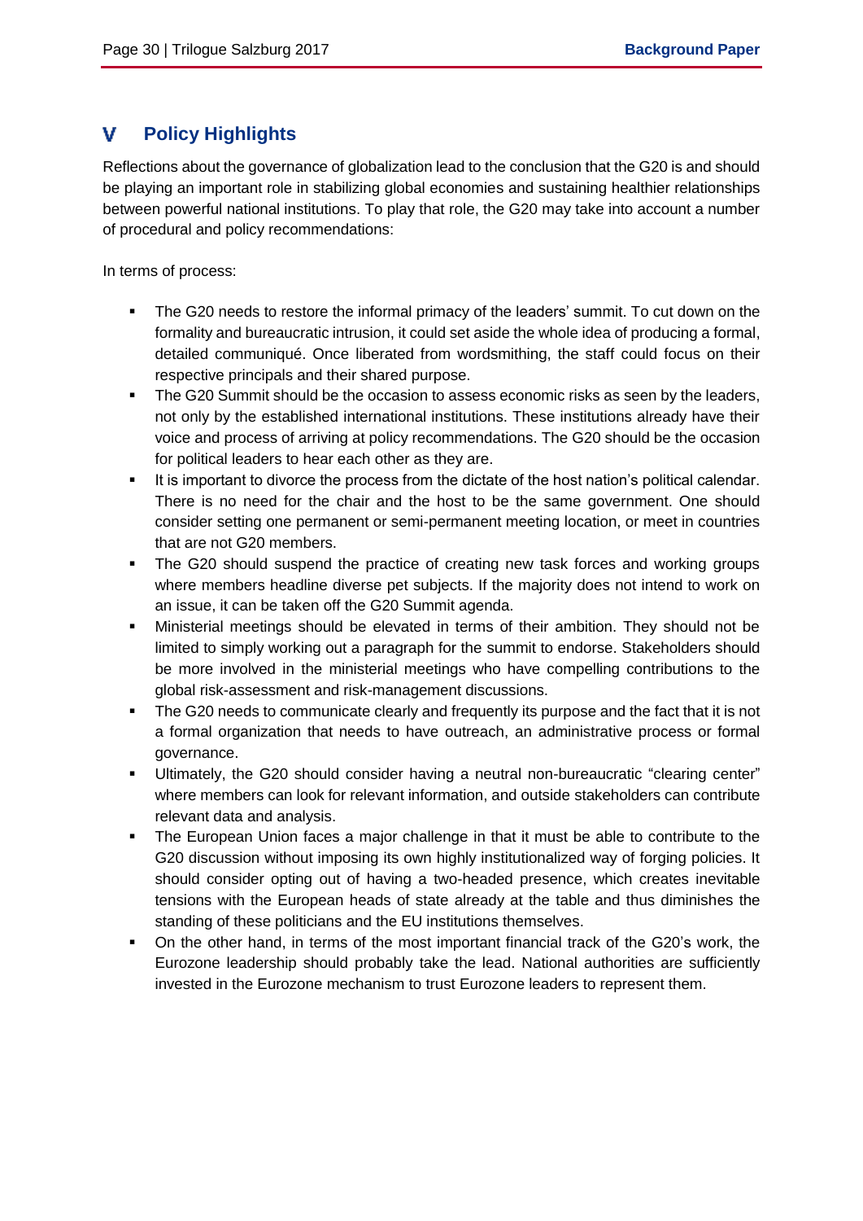## V Policy Highlights

Reflections about the governance of globalization lead to the conclusion that the G20 is and should be playing an important role in stabilizing global economies and sustaining healthier relationships between powerful national institutions. To play that role, the G20 may take into account a number of procedural and policy recommendations:

In terms of process:

- The G20 needs to restore the informal primacy of the leaders' summit. To cut down on the formality and bureaucratic intrusion, it could set aside the whole idea of producing a formal, detailed communiqué. Once liberated from wordsmithing, the staff could focus on their respective principals and their shared purpose.
- The G20 Summit should be the occasion to assess economic risks as seen by the leaders, not only by the established international institutions. These institutions already have their voice and process of arriving at policy recommendations. The G20 should be the occasion for political leaders to hear each other as they are.
- It is important to divorce the process from the dictate of the host nation's political calendar. There is no need for the chair and the host to be the same government. One should consider setting one permanent or semi-permanent meeting location, or meet in countries that are not G20 members.
- The G20 should suspend the practice of creating new task forces and working groups where members headline diverse pet subjects. If the majority does not intend to work on an issue, it can be taken off the G20 Summit agenda.
- Ministerial meetings should be elevated in terms of their ambition. They should not be limited to simply working out a paragraph for the summit to endorse. Stakeholders should be more involved in the ministerial meetings who have compelling contributions to the global risk-assessment and risk-management discussions.
- The G20 needs to communicate clearly and frequently its purpose and the fact that it is not a formal organization that needs to have outreach, an administrative process or formal governance.
- Ultimately, the G20 should consider having a neutral non-bureaucratic "clearing center" where members can look for relevant information, and outside stakeholders can contribute relevant data and analysis.
- The European Union faces a major challenge in that it must be able to contribute to the G20 discussion without imposing its own highly institutionalized way of forging policies. It should consider opting out of having a two-headed presence, which creates inevitable tensions with the European heads of state already at the table and thus diminishes the standing of these politicians and the EU institutions themselves.
- On the other hand, in terms of the most important financial track of the G20's work, the Eurozone leadership should probably take the lead. National authorities are sufficiently invested in the Eurozone mechanism to trust Eurozone leaders to represent them.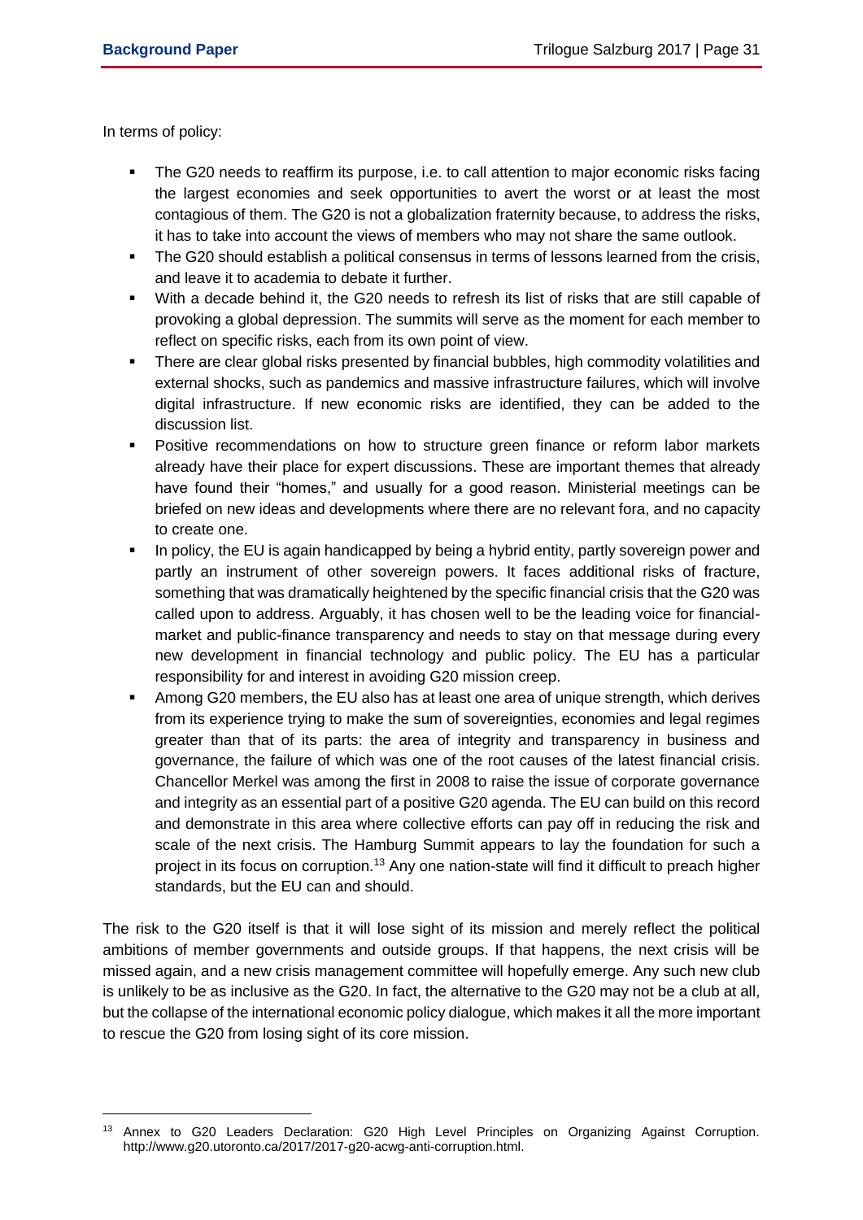In terms of policy:

- The G20 needs to reaffirm its purpose, i.e. to call attention to major economic risks facing the largest economies and seek opportunities to avert the worst or at least the most contagious of them. The G20 is not a globalization fraternity because, to address the risks, it has to take into account the views of members who may not share the same outlook.
- The G20 should establish a political consensus in terms of lessons learned from the crisis, and leave it to academia to debate it further.
- With a decade behind it, the G20 needs to refresh its list of risks that are still capable of provoking a global depression. The summits will serve as the moment for each member to reflect on specific risks, each from its own point of view.
- There are clear global risks presented by financial bubbles, high commodity volatilities and external shocks, such as pandemics and massive infrastructure failures, which will involve digital infrastructure. If new economic risks are identified, they can be added to the discussion list.
- Positive recommendations on how to structure green finance or reform labor markets already have their place for expert discussions. These are important themes that already have found their "homes," and usually for a good reason. Ministerial meetings can be briefed on new ideas and developments where there are no relevant fora, and no capacity to create one.
- In policy, the EU is again handicapped by being a hybrid entity, partly sovereign power and partly an instrument of other sovereign powers. It faces additional risks of fracture, something that was dramatically heightened by the specific financial crisis that the G20 was called upon to address. Arguably, it has chosen well to be the leading voice for financial-market and public-finance transparency and needs to stay on that message during every new development in financial technology and public policy. The EU has a particular responsibility for and interest in avoiding G20 mission creep.
- Among G20 members, the EU also has at least one area of unique strength, which derives from its experience trying to make the sum of sovereignties, economies and legal regimes greater than that of its parts: the area of integrity and transparency in business and governance, the failure of which was one of the root causes of the latest financial crisis. Chancellor Merkel was among the first in 2008 to raise the issue of corporate governance and integrity as an essential part of a positive G20 agenda. The EU can build on this record and demonstrate in this area where collective efforts can pay off in reducing the risk and scale of the next crisis. The Hamburg Summit appears to lay the foundation for such a project in its focus on corruption.[13] Any one nation-state will find it difficult to preach higher standards, but the EU can and should.

The risk to the G20 itself is that it will lose sight of its mission and merely reflect the political ambitions of member governments and outside groups. If that happens, the next crisis will be missed again, and a new crisis management committee will hopefully emerge. Any such new club is unlikely to be as inclusive as the G20. In fact, the alternative to the G20 may not be a club at all, but the collapse of the international economic policy dialogue, which makes it all the more important to rescue the G20 from losing sight of its core mission.

[13] Annex to G20 Leaders Declaration: G20 High Level Principles on Organizing Against Corruption. http://www.g20.utoronto.ca/2017/2017-g20-acwg-anti-corruption.html.